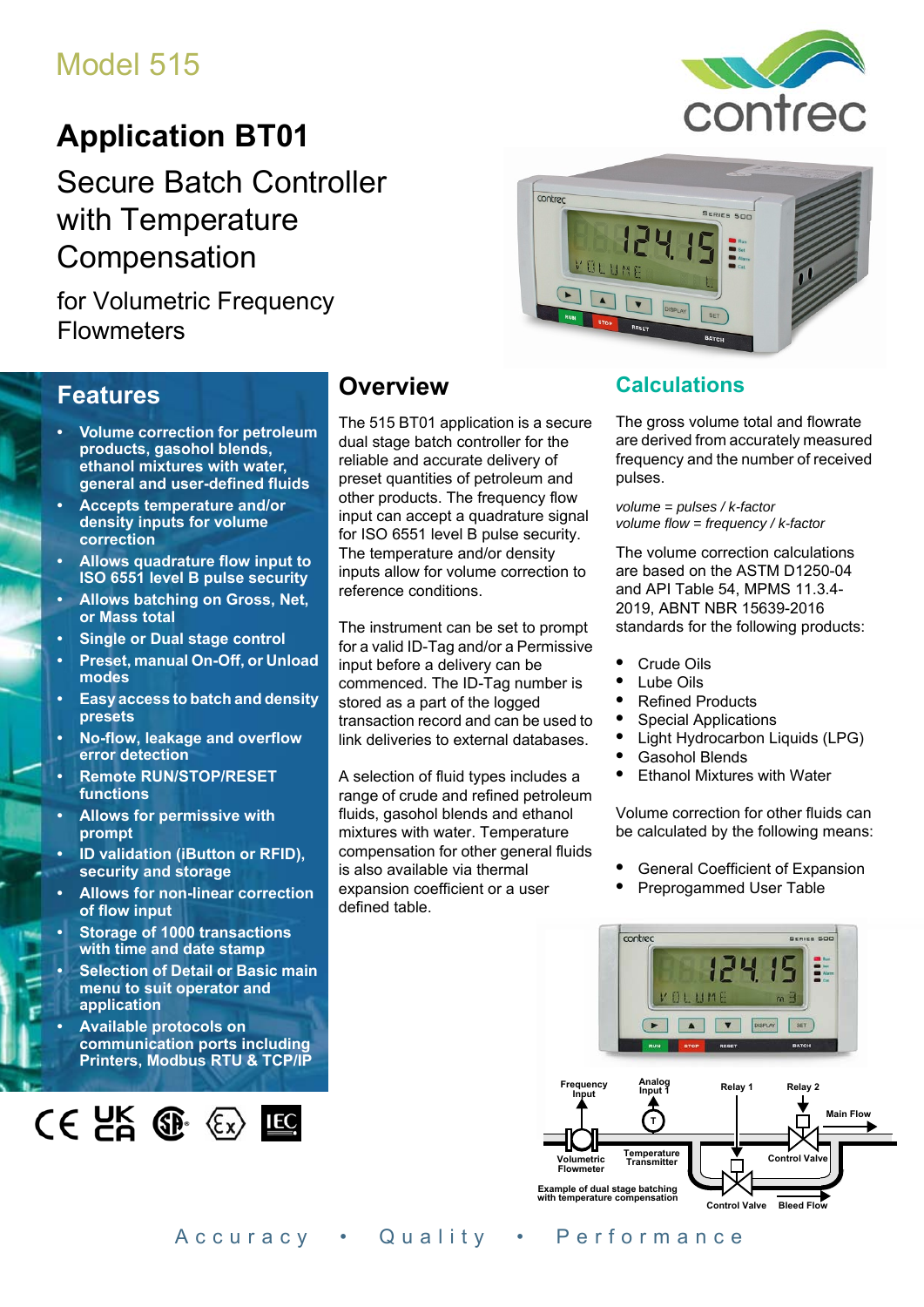Model 515

# Application BT01

## Secure Batch Controller with Temperature Compensation

for Volumetric Frequency Flowmeters

## Features

- **Volume correction for petroleum products, gasohol blends, ethanol mixtures with water, general and user-defined fluids**
- **Accepts temperature and/or density inputs for volume correction**
- **Allows quadrature flow input to ISO 6551 level B pulse security**
- **Allows batching on Gross, Net, or Mass total**
- **Single or Dual stage control**
- **Preset, manual On-Off, or Unload modes**
- **Easy access to batch and density presets**
- **No-flow, leakage and overflow error detection**
- **Remote RUN/STOP/RESET functions**
- **Allows for permissive with prompt**
- **ID validation (iButton or RFID), security and storage**
- **Allows for non-linear correction of flow input**
- **Storage of 1000 transactions with time and date stamp**
- **Selection of Detail or Basic main menu to suit operator and application**
- **Available protocols on communication ports including Printers, Modbus RTU & TCP/IP**

## Overview

The 515 BT01 application is a secure dual stage batch controller for the reliable and accurate delivery of preset quantities of petroleum and other products. The frequency flow input can accept a quadrature signal for ISO 6551 level B pulse security. The temperature and/or density inputs allow for volume correction to reference conditions.

The instrument can be set to prompt for a valid ID-Tag and/or a Permissive input before a delivery can be commenced. The ID-Tag number is stored as a part of the logged transaction record and can be used to link deliveries to external databases.

A selection of fluid types includes a range of crude and refined petroleum fluids, gasohol blends and ethanol mixtures with water. Temperature compensation for other general fluids is also available via thermal expansion coefficient or a user defined table.

## Calculations

The gross volume total and flowrate are derived from accurately measured frequency and the number of received pulses.

*volume = pulses / k-factor*
*volume flow = frequency / k-factor*

The volume correction calculations are based on the ASTM D1250-04 and API Table 54, MPMS 11.3.4-2019, ABNT NBR 15639-2016 standards for the following products:

- Crude Oils
- Lube Oils
- Refined Products
- Special Applications
- Light Hydrocarbon Liquids (LPG)
- Gasohol Blends
- Ethanol Mixtures with Water

Volume correction for other fluids can be calculated by the following means:

- General Coefficient of Expansion
- Preprogammed User Table

Example of dual stage batching with temperature compensation

Accuracy • Quality • Performance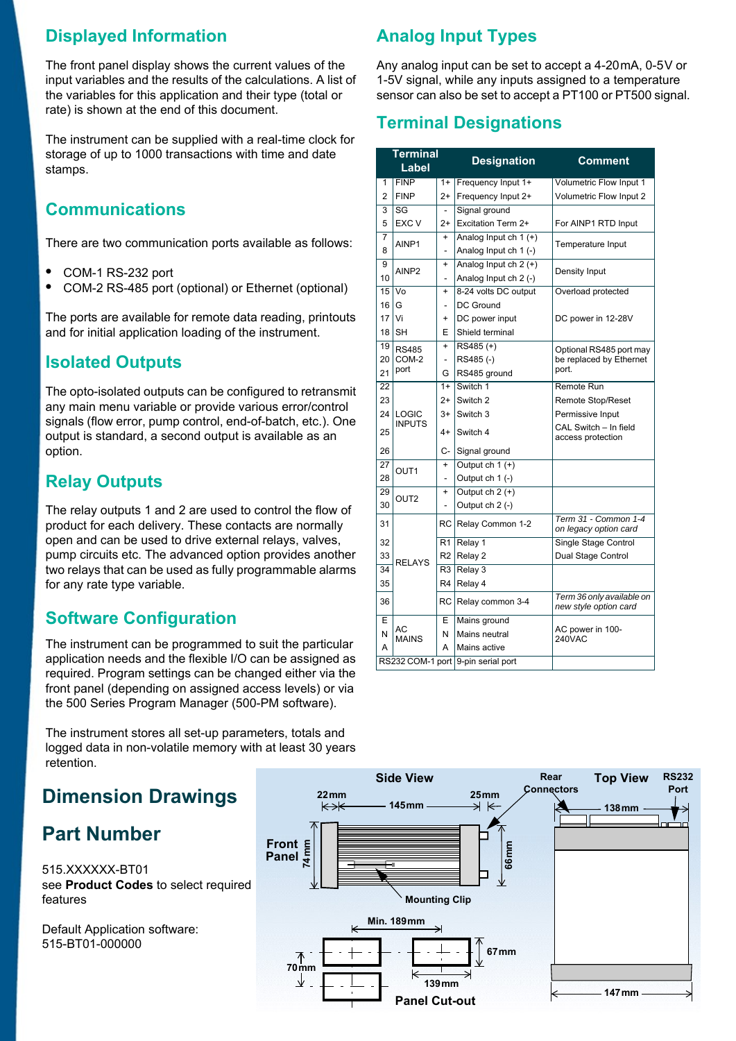## Displayed Information

The front panel display shows the current values of the input variables and the results of the calculations. A list of the variables for this application and their type (total or rate) is shown at the end of this document.

The instrument can be supplied with a real-time clock for storage of up to 1000 transactions with time and date stamps.

## Communications

There are two communication ports available as follows:

- COM-1 RS-232 port
- COM-2 RS-485 port (optional) or Ethernet (optional)

The ports are available for remote data reading, printouts and for initial application loading of the instrument.

## Isolated Outputs

The opto-isolated outputs can be configured to retransmit any main menu variable or provide various error/control signals (flow error, pump control, end-of-batch, etc.). One output is standard, a second output is available as an option.

## Relay Outputs

The relay outputs 1 and 2 are used to control the flow of product for each delivery. These contacts are normally open and can be used to drive external relays, valves, pump circuits etc. The advanced option provides another two relays that can be used as fully programmable alarms for any rate type variable.

## Software Configuration

The instrument can be programmed to suit the particular application needs and the flexible I/O can be assigned as required. Program settings can be changed either via the front panel (depending on assigned access levels) or via the 500 Series Program Manager (500-PM software).

The instrument stores all set-up parameters, totals and logged data in non-volatile memory with at least 30 years retention.

## Analog Input Types

Any analog input can be set to accept a 4-20 mA, 0-5V or 1-5V signal, while any inputs assigned to a temperature sensor can also be set to accept a PT100 or PT500 signal.

## Terminal Designations

| Terminal | Label | | Designation | Comment |
|---|---|---|---|---|
| 1 | FINP | 1+ | Frequency Input 1+ | Volumetric Flow Input 1 |
| 2 | FINP | 2+ | Frequency Input 2+ | Volumetric Flow Input 2 |
| 3 | SG | - | Signal ground | |
| 5 | EXC V | 2+ | Excitation Term 2+ | For AINP1 RTD Input |
| 7 | AINP1 | + | Analog Input ch 1 (+) | Temperature Input |
| 8 | | - | Analog Input ch 1 (-) | |
| 9 | AINP2 | + | Analog Input ch 2 (+) | Density Input |
| 10 | | - | Analog Input ch 2 (-) | |
| 15 | Vo | + | 8-24 volts DC output | Overload protected |
| 16 | G | - | DC Ground | |
| 17 | Vi | + | DC power input | DC power in 12-28V |
| 18 | SH | E | Shield terminal | |
| 19 | RS485 COM-2 port | + | RS485 (+) | Optional RS485 port may be replaced by Ethernet port. |
| 20 | | - | RS485 (-) | |
| 21 | | G | RS485 ground | |
| 22 | LOGIC INPUTS | 1+ | Switch 1 | Remote Run |
| 23 | | 2+ | Switch 2 | Remote Stop/Reset |
| 24 | | 3+ | Switch 3 | Permissive Input |
| 25 | | 4+ | Switch 4 | CAL Switch – In field access protection |
| 26 | | C- | Signal ground | |
| 27 | OUT1 | + | Output ch 1 (+) | |
| 28 | | - | Output ch 1 (-) | |
| 29 | OUT2 | + | Output ch 2 (+) | |
| 30 | | - | Output ch 2 (-) | |
| 31 | RELAYS | RC | Relay Common 1-2 | *Term 31 - Common 1-4 on legacy option card* |
| 32 | | R1 | Relay 1 | Single Stage Control |
| 33 | | R2 | Relay 2 | Dual Stage Control |
| 34 | | R3 | Relay 3 | |
| 35 | | R4 | Relay 4 | |
| 36 | | RC | Relay common 3-4 | *Term 36 only available on new style option card* |
| E | AC MAINS | E | Mains ground | AC power in 100-240VAC |
| N | | N | Mains neutral | |
| A | | A | Mains active | |
| RS232 COM-1 port | | | 9-pin serial port | |

## Dimension Drawings

Side View: 22 mm, 145 mm, 25 mm, 74 mm, 66 mm; Front Panel; Mounting Clip; Rear Connectors

Top View: 138 mm, 147 mm; RS232 Port

Panel Cut-out: Min. 189 mm, 139 mm, 67 mm, 70 mm

## Part Number

515.XXXXXX-BT01
see **Product Codes** to select required features

Default Application software:
515-BT01-000000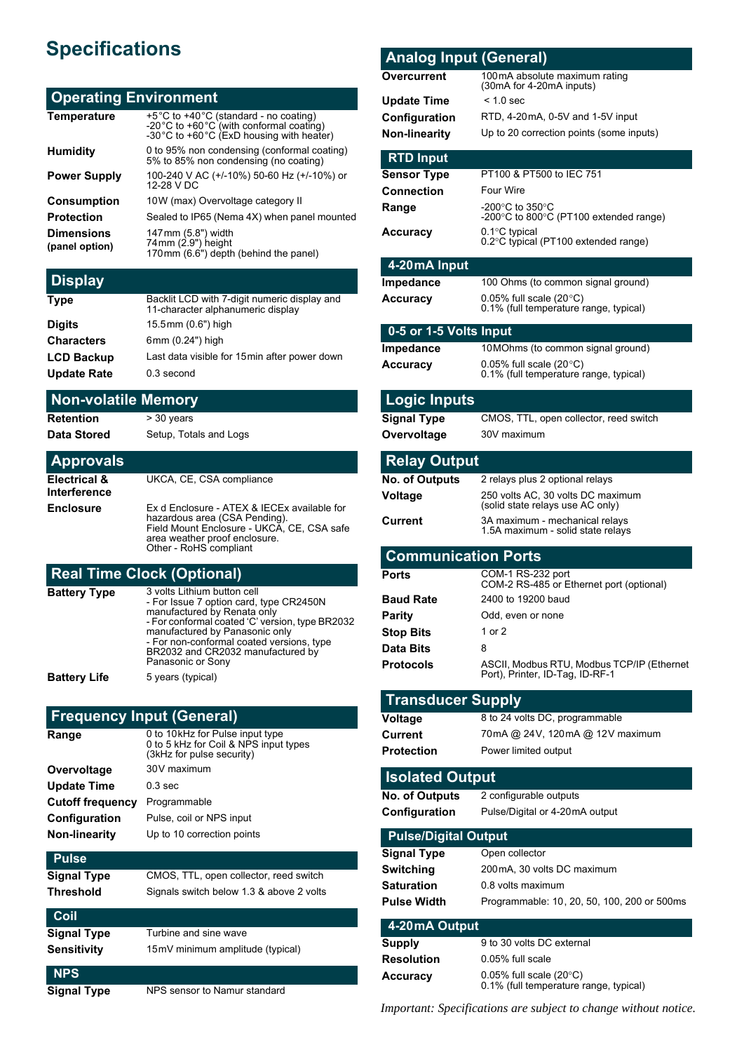# Specifications

## Operating Environment

| | |
|---|---|
| **Temperature** | +5°C to +40°C (standard - no coating)<br>-20°C to +60°C (with conformal coating)<br>-30°C to +60°C (ExD housing with heater) |
| **Humidity** | 0 to 95% non condensing (conformal coating)<br>5% to 85% non condensing (no coating) |
| **Power Supply** | 100-240 V AC (+/-10%) 50-60 Hz (+/-10%) or 12-28 V DC |
| **Consumption** | 10W (max) Overvoltage category II |
| **Protection** | Sealed to IP65 (Nema 4X) when panel mounted |
| **Dimensions (panel option)** | 147mm (5.8") width<br>74mm (2.9") height<br>170mm (6.6") depth (behind the panel) |

## Display

| | |
|---|---|
| **Type** | Backlit LCD with 7-digit numeric display and 11-character alphanumeric display |
| **Digits** | 15.5mm (0.6") high |
| **Characters** | 6mm (0.24") high |
| **LCD Backup** | Last data visible for 15min after power down |
| **Update Rate** | 0.3 second |

## Non-volatile Memory

| | |
|---|---|
| **Retention** | > 30 years |
| **Data Stored** | Setup, Totals and Logs |

## Approvals

| | |
|---|---|
| **Electrical & Interference** | UKCA, CE, CSA compliance |
| **Enclosure** | Ex d Enclosure - ATEX & IECEx available for hazardous area (CSA Pending).<br>Field Mount Enclosure - UKCA, CE, CSA safe area weather proof enclosure.<br>Other - RoHS compliant |

## Real Time Clock (Optional)

| | |
|---|---|
| **Battery Type** | 3 volts Lithium button cell<br>- For Issue 7 option card, type CR2450N manufactured by Renata only<br>- For conformal coated 'C' version, type BR2032 manufactured by Panasonic only<br>- For non-conformal coated versions, type BR2032 and CR2032 manufactured by Panasonic or Sony |
| **Battery Life** | 5 years (typical) |

## Frequency Input (General)

| | |
|---|---|
| **Range** | 0 to 10kHz for Pulse input type<br>0 to 5 kHz for Coil & NPS input types<br>(3kHz for pulse security) |
| **Overvoltage** | 30V maximum |
| **Update Time** | 0.3 sec |
| **Cutoff frequency** | Programmable |
| **Configuration** | Pulse, coil or NPS input |
| **Non-linearity** | Up to 10 correction points |

### Pulse

| | |
|---|---|
| **Signal Type** | CMOS, TTL, open collector, reed switch |
| **Threshold** | Signals switch below 1.3 & above 2 volts |

### Coil

| | |
|---|---|
| **Signal Type** | Turbine and sine wave |
| **Sensitivity** | 15mV minimum amplitude (typical) |

### NPS

| | |
|---|---|
| **Signal Type** | NPS sensor to Namur standard |

## Analog Input (General)

| | |
|---|---|
| **Overcurrent** | 100mA absolute maximum rating<br>(30mA for 4-20mA inputs) |
| **Update Time** | < 1.0 sec |
| **Configuration** | RTD, 4-20mA, 0-5V and 1-5V input |
| **Non-linearity** | Up to 20 correction points (some inputs) |

### RTD Input

| | |
|---|---|
| **Sensor Type** | PT100 & PT500 to IEC 751 |
| **Connection** | Four Wire |
| **Range** | -200°C to 350°C<br>-200°C to 800°C (PT100 extended range) |
| **Accuracy** | 0.1°C typical<br>0.2°C typical (PT100 extended range) |

### 4-20mA Input

| | |
|---|---|
| **Impedance** | 100 Ohms (to common signal ground) |
| **Accuracy** | 0.05% full scale (20°C)<br>0.1% (full temperature range, typical) |

### 0-5 or 1-5 Volts Input

| | |
|---|---|
| **Impedance** | 10MOhms (to common signal ground) |
| **Accuracy** | 0.05% full scale (20°C)<br>0.1% (full temperature range, typical) |

## Logic Inputs

| | |
|---|---|
| **Signal Type** | CMOS, TTL, open collector, reed switch |
| **Overvoltage** | 30V maximum |

## Relay Output

| | |
|---|---|
| **No. of Outputs** | 2 relays plus 2 optional relays |
| **Voltage** | 250 volts AC, 30 volts DC maximum<br>(solid state relays use AC only) |
| **Current** | 3A maximum - mechanical relays<br>1.5A maximum - solid state relays |

## Communication Ports

| | |
|---|---|
| **Ports** | COM-1 RS-232 port<br>COM-2 RS-485 or Ethernet port (optional) |
| **Baud Rate** | 2400 to 19200 baud |
| **Parity** | Odd, even or none |
| **Stop Bits** | 1 or 2 |
| **Data Bits** | 8 |
| **Protocols** | ASCII, Modbus RTU, Modbus TCP/IP (Ethernet Port), Printer, ID-Tag, ID-RF-1 |

## Transducer Supply

| | |
|---|---|
| **Voltage** | 8 to 24 volts DC, programmable |
| **Current** | 70mA @ 24V, 120mA @ 12V maximum |
| **Protection** | Power limited output |

## Isolated Output

| | |
|---|---|
| **No. of Outputs** | 2 configurable outputs |
| **Configuration** | Pulse/Digital or 4-20mA output |

### Pulse/Digital Output

| | |
|---|---|
| **Signal Type** | Open collector |
| **Switching** | 200mA, 30 volts DC maximum |
| **Saturation** | 0.8 volts maximum |
| **Pulse Width** | Programmable: 10, 20, 50, 100, 200 or 500ms |

### 4-20mA Output

| | |
|---|---|
| **Supply** | 9 to 30 volts DC external |
| **Resolution** | 0.05% full scale |
| **Accuracy** | 0.05% full scale (20°C)<br>0.1% (full temperature range, typical) |

*Important: Specifications are subject to change without notice.*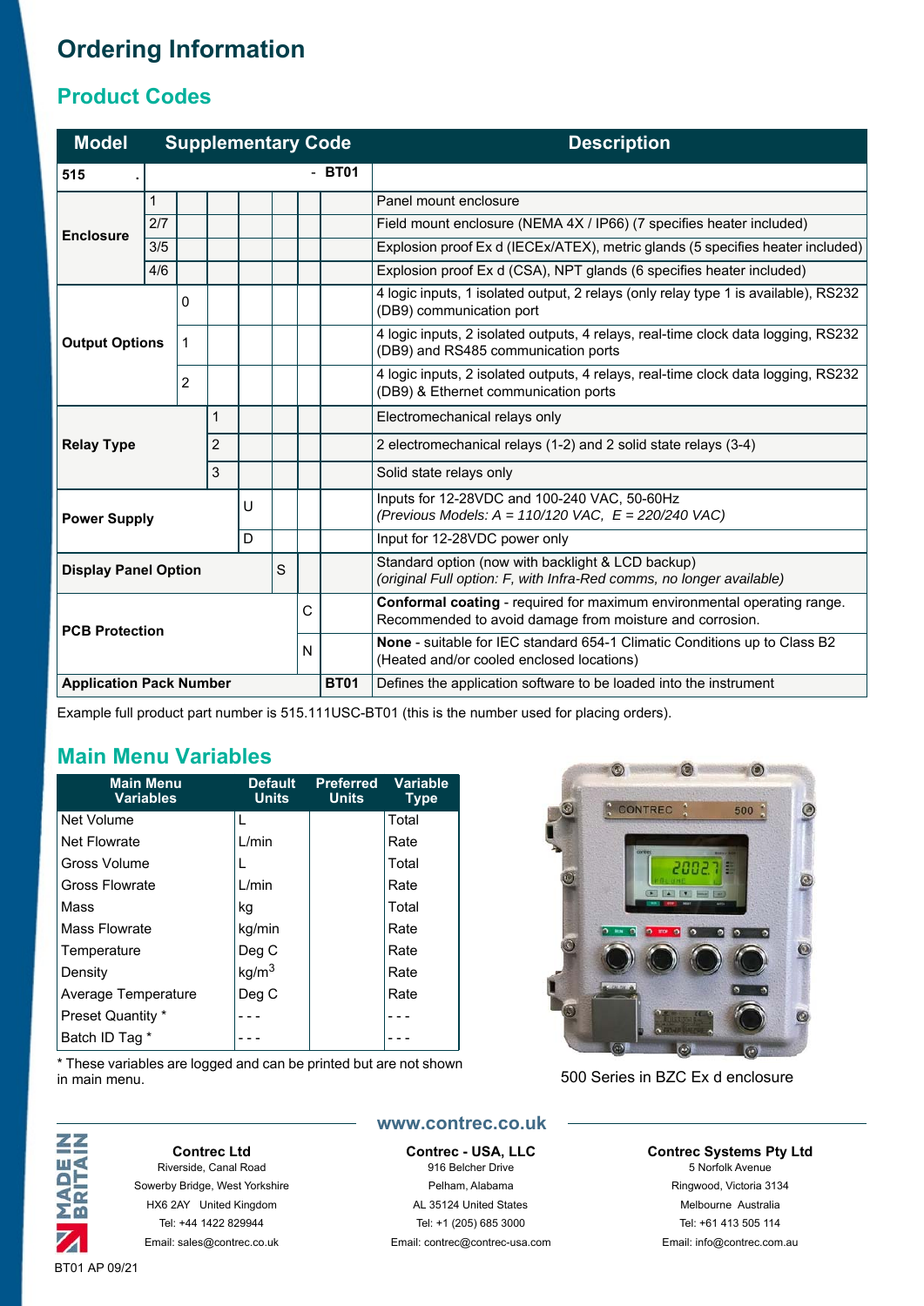# Ordering Information

## Product Codes

| Model | Supplementary Code | | | | | | | Description |
|---|---|---|---|---|---|---|---|---|
| 515 . | | | | | | | - BT01 | |
| Enclosure | 1 | | | | | | | Panel mount enclosure |
| | 2/7 | | | | | | | Field mount enclosure (NEMA 4X / IP66) (7 specifies heater included) |
| | 3/5 | | | | | | | Explosion proof Ex d (IECEx/ATEX), metric glands (5 specifies heater included) |
| | 4/6 | | | | | | | Explosion proof Ex d (CSA), NPT glands (6 specifies heater included) |
| Output Options | | 0 | | | | | | 4 logic inputs, 1 isolated output, 2 relays (only relay type 1 is available), RS232 (DB9) communication port |
| | | 1 | | | | | | 4 logic inputs, 2 isolated outputs, 4 relays, real-time clock data logging, RS232 (DB9) and RS485 communication ports |
| | | 2 | | | | | | 4 logic inputs, 2 isolated outputs, 4 relays, real-time clock data logging, RS232 (DB9) & Ethernet communication ports |
| Relay Type | | | 1 | | | | | Electromechanical relays only |
| | | | 2 | | | | | 2 electromechanical relays (1-2) and 2 solid state relays (3-4) |
| | | | 3 | | | | | Solid state relays only |
| Power Supply | | | | U | | | | Inputs for 12-28VDC and 100-240 VAC, 50-60Hz *(Previous Models: A = 110/120 VAC, E = 220/240 VAC)* |
| | | | | D | | | | Input for 12-28VDC power only |
| Display Panel Option | | | | | S | | | Standard option (now with backlight & LCD backup) *(original Full option: F, with Infra-Red comms, no longer available)* |
| PCB Protection | | | | | | C | | **Conformal coating** - required for maximum environmental operating range. Recommended to avoid damage from moisture and corrosion. |
| | | | | | | N | | **None** - suitable for IEC standard 654-1 Climatic Conditions up to Class B2 (Heated and/or cooled enclosed locations) |
| Application Pack Number | | | | | | | BT01 | Defines the application software to be loaded into the instrument |

Example full product part number is 515.111USC-BT01 (this is the number used for placing orders).

## Main Menu Variables

| Main Menu Variables | Default Units | Preferred Units | Variable Type |
|---|---|---|---|
| Net Volume | L | | Total |
| Net Flowrate | L/min | | Rate |
| Gross Volume | L | | Total |
| Gross Flowrate | L/min | | Rate |
| Mass | kg | | Total |
| Mass Flowrate | kg/min | | Rate |
| Temperature | Deg C | | Rate |
| Density | kg/m$^3$ | | Rate |
| Average Temperature | Deg C | | Rate |
| Preset Quantity * | - - - | | - - - |
| Batch ID Tag * | - - - | | - - - |

* These variables are logged and can be printed but are not shown in main menu.

500 Series in BZC Ex d enclosure

www.contrec.co.uk

**Contrec Ltd**
Riverside, Canal Road
Sowerby Bridge, West Yorkshire
HX6 2AY United Kingdom
Tel: +44 1422 829944
Email: sales@contrec.co.uk

**Contrec - USA, LLC**
916 Belcher Drive
Pelham, Alabama
AL 35124 United States
Tel: +1 (205) 685 3000
Email: contrec@contrec-usa.com

**Contrec Systems Pty Ltd**
5 Norfolk Avenue
Ringwood, Victoria 3134
Melbourne Australia
Tel: +61 413 505 114
Email: info@contrec.com.au

MADE IN BRITAIN

BT01 AP 09/21